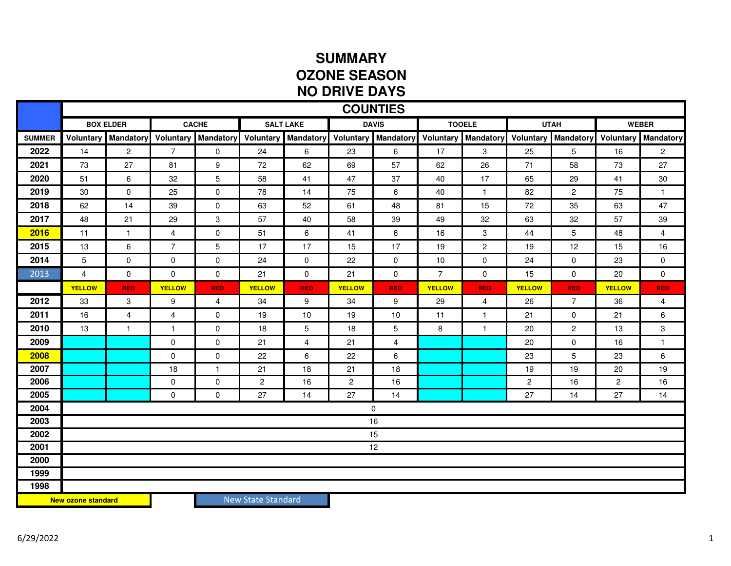# SUMMARY
# OZONE SEASON
# NO DRIVE DAYS

| | COUNTIES | | | | | | | | | | | | | |
|---|---|---|---|---|---|---|---|---|---|---|---|---|---|---|
| | BOX ELDER | | CACHE | | SALT LAKE | | DAVIS | | TOOELE | | UTAH | | WEBER | |
| SUMMER | Voluntary | Mandatory | Voluntary | Mandatory | Voluntary | Mandatory | Voluntary | Mandatory | Voluntary | Mandatory | Voluntary | Mandatory | Voluntary | Mandatory |
| 2022 | 14 | 2 | 7 | 0 | 24 | 6 | 23 | 6 | 17 | 3 | 25 | 5 | 16 | 2 |
| 2021 | 73 | 27 | 81 | 9 | 72 | 62 | 69 | 57 | 62 | 26 | 71 | 58 | 73 | 27 |
| 2020 | 51 | 6 | 32 | 5 | 58 | 41 | 47 | 37 | 40 | 17 | 65 | 29 | 41 | 30 |
| 2019 | 30 | 0 | 25 | 0 | 78 | 14 | 75 | 6 | 40 | 1 | 82 | 2 | 75 | 1 |
| 2018 | 62 | 14 | 39 | 0 | 63 | 52 | 61 | 48 | 81 | 15 | 72 | 35 | 63 | 47 |
| 2017 | 48 | 21 | 29 | 3 | 57 | 40 | 58 | 39 | 49 | 32 | 63 | 32 | 57 | 39 |
| 2016 | 11 | 1 | 4 | 0 | 51 | 6 | 41 | 6 | 16 | 3 | 44 | 5 | 48 | 4 |
| 2015 | 13 | 6 | 7 | 5 | 17 | 17 | 15 | 17 | 19 | 2 | 19 | 12 | 15 | 16 |
| 2014 | 5 | 0 | 0 | 0 | 24 | 0 | 22 | 0 | 10 | 0 | 24 | 0 | 23 | 0 |
| 2013 | 4 | 0 | 0 | 0 | 21 | 0 | 21 | 0 | 7 | 0 | 15 | 0 | 20 | 0 |
| | YELLOW | RED | YELLOW | RED | YELLOW | RED | YELLOW | RED | YELLOW | RED | YELLOW | RED | YELLOW | RED |
| 2012 | 33 | 3 | 9 | 4 | 34 | 9 | 34 | 9 | 29 | 4 | 26 | 7 | 36 | 4 |
| 2011 | 16 | 4 | 4 | 0 | 19 | 10 | 19 | 10 | 11 | 1 | 21 | 0 | 21 | 6 |
| 2010 | 13 | 1 | 1 | 0 | 18 | 5 | 18 | 5 | 8 | 1 | 20 | 2 | 13 | 3 |
| 2009 | | | 0 | 0 | 21 | 4 | 21 | 4 | | | 20 | 0 | 16 | 1 |
| 2008 | | | 0 | 0 | 22 | 6 | 22 | 6 | | | 23 | 5 | 23 | 6 |
| 2007 | | | 18 | 1 | 21 | 18 | 21 | 18 | | | 19 | 19 | 20 | 19 |
| 2006 | | | 0 | 0 | 2 | 16 | 2 | 16 | | | 2 | 16 | 2 | 16 |
| 2005 | | | 0 | 0 | 27 | 14 | 27 | 14 | | | 27 | 14 | 27 | 14 |
| 2004 | 0 | | | | | | | | | | | | | |
| 2003 | 16 | | | | | | | | | | | | | |
| 2002 | 15 | | | | | | | | | | | | | |
| 2001 | 12 | | | | | | | | | | | | | |
| 2000 | | | | | | | | | | | | | | |
| 1999 | | | | | | | | | | | | | | |
| 1998 | | | | | | | | | | | | | | |

New ozone standard (2008, 2016)

New State Standard (2013)

6/29/2022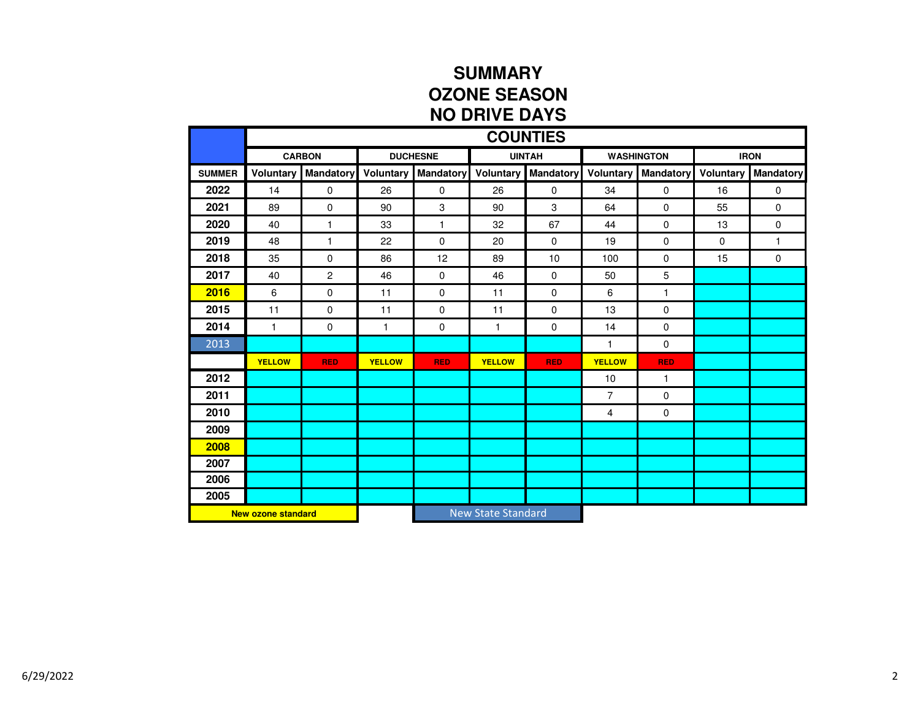# SUMMARY
# OZONE SEASON
# NO DRIVE DAYS

| | COUNTIES | | | | | | | | | |
|---|---|---|---|---|---|---|---|---|---|---|
| | CARBON | | DUCHESNE | | UINTAH | | WASHINGTON | | IRON | |
| SUMMER | Voluntary | Mandatory | Voluntary | Mandatory | Voluntary | Mandatory | Voluntary | Mandatory | Voluntary | Mandatory |
| 2022 | 14 | 0 | 26 | 0 | 26 | 0 | 34 | 0 | 16 | 0 |
| 2021 | 89 | 0 | 90 | 3 | 90 | 3 | 64 | 0 | 55 | 0 |
| 2020 | 40 | 1 | 33 | 1 | 32 | 67 | 44 | 0 | 13 | 0 |
| 2019 | 48 | 1 | 22 | 0 | 20 | 0 | 19 | 0 | 0 | 1 |
| 2018 | 35 | 0 | 86 | 12 | 89 | 10 | 100 | 0 | 15 | 0 |
| 2017 | 40 | 2 | 46 | 0 | 46 | 0 | 50 | 5 | | |
| 2016 | 6 | 0 | 11 | 0 | 11 | 0 | 6 | 1 | | |
| 2015 | 11 | 0 | 11 | 0 | 11 | 0 | 13 | 0 | | |
| 2014 | 1 | 0 | 1 | 0 | 1 | 0 | 14 | 0 | | |
| 2013 | | | | | | | 1 | 0 | | |
| | YELLOW | RED | YELLOW | RED | YELLOW | RED | YELLOW | RED | | |
| 2012 | | | | | | | 10 | 1 | | |
| 2011 | | | | | | | 7 | 0 | | |
| 2010 | | | | | | | 4 | 0 | | |
| 2009 | | | | | | | | | | |
| 2008 | | | | | | | | | | |
| 2007 | | | | | | | | | | |
| 2006 | | | | | | | | | | |
| 2005 | | | | | | | | | | |

New ozone standard

New State Standard

6/29/2022